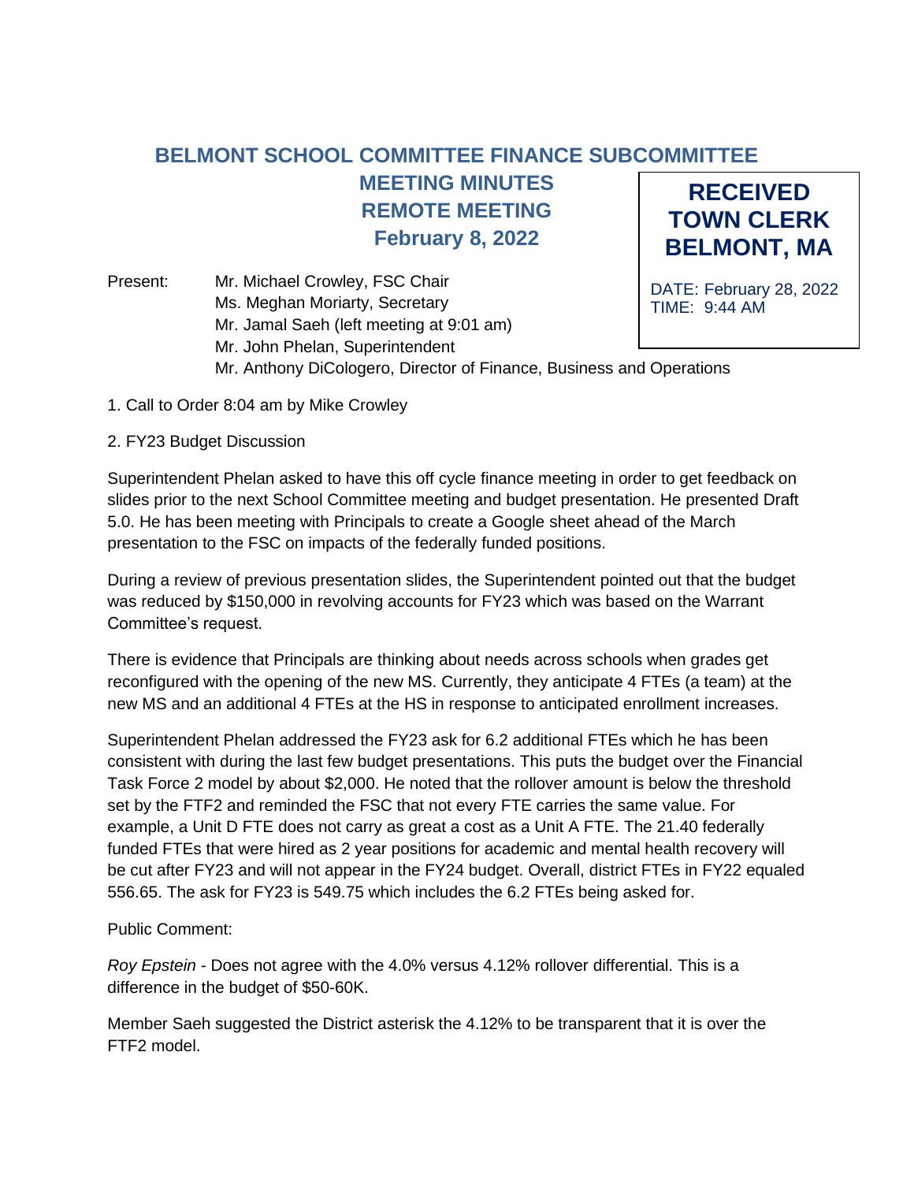# BELMONT SCHOOL COMMITTEE FINANCE SUBCOMMITTEE
## MEETING MINUTES
## REMOTE MEETING
## February 8, 2022

**RECEIVED TOWN CLERK BELMONT, MA**

DATE: February 28, 2022
TIME: 9:44 AM

Present: Mr. Michael Crowley, FSC Chair
Ms. Meghan Moriarty, Secretary
Mr. Jamal Saeh (left meeting at 9:01 am)
Mr. John Phelan, Superintendent
Mr. Anthony DiCologero, Director of Finance, Business and Operations

1. Call to Order 8:04 am by Mike Crowley

2. FY23 Budget Discussion

Superintendent Phelan asked to have this off cycle finance meeting in order to get feedback on slides prior to the next School Committee meeting and budget presentation. He presented Draft 5.0. He has been meeting with Principals to create a Google sheet ahead of the March presentation to the FSC on impacts of the federally funded positions.

During a review of previous presentation slides, the Superintendent pointed out that the budget was reduced by $150,000 in revolving accounts for FY23 which was based on the Warrant Committee's request.

There is evidence that Principals are thinking about needs across schools when grades get reconfigured with the opening of the new MS. Currently, they anticipate 4 FTEs (a team) at the new MS and an additional 4 FTEs at the HS in response to anticipated enrollment increases.

Superintendent Phelan addressed the FY23 ask for 6.2 additional FTEs which he has been consistent with during the last few budget presentations. This puts the budget over the Financial Task Force 2 model by about $2,000. He noted that the rollover amount is below the threshold set by the FTF2 and reminded the FSC that not every FTE carries the same value. For example, a Unit D FTE does not carry as great a cost as a Unit A FTE. The 21.40 federally funded FTEs that were hired as 2 year positions for academic and mental health recovery will be cut after FY23 and will not appear in the FY24 budget. Overall, district FTEs in FY22 equaled 556.65. The ask for FY23 is 549.75 which includes the 6.2 FTEs being asked for.

Public Comment:

*Roy Epstein* - Does not agree with the 4.0% versus 4.12% rollover differential. This is a difference in the budget of $50-60K.

Member Saeh suggested the District asterisk the 4.12% to be transparent that it is over the FTF2 model.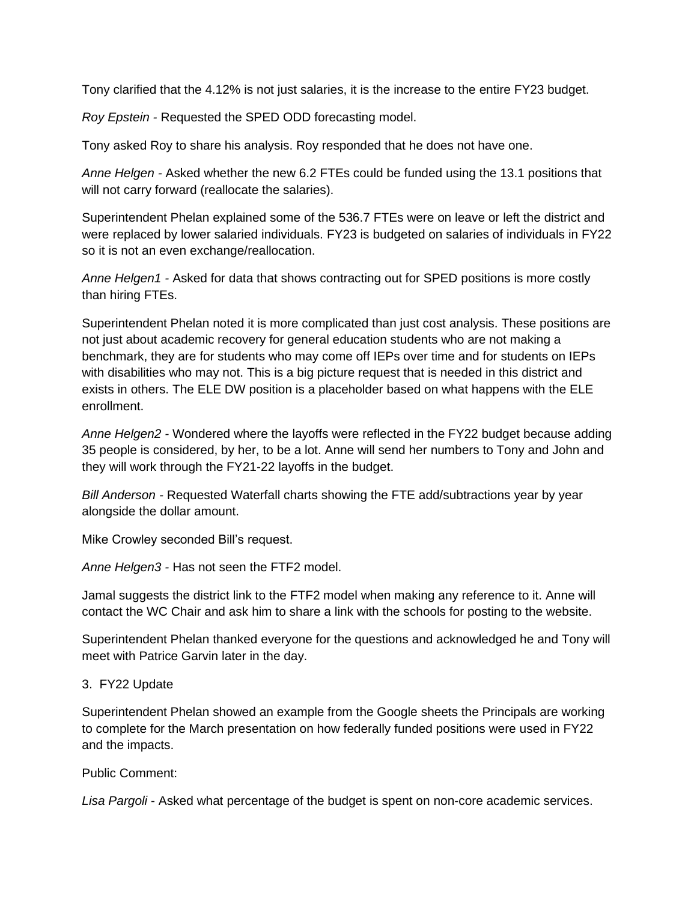Tony clarified that the 4.12% is not just salaries, it is the increase to the entire FY23 budget.

*Roy Epstein* - Requested the SPED ODD forecasting model.

Tony asked Roy to share his analysis. Roy responded that he does not have one.

*Anne Helgen* - Asked whether the new 6.2 FTEs could be funded using the 13.1 positions that will not carry forward (reallocate the salaries).

Superintendent Phelan explained some of the 536.7 FTEs were on leave or left the district and were replaced by lower salaried individuals. FY23 is budgeted on salaries of individuals in FY22 so it is not an even exchange/reallocation.

*Anne Helgen1* - Asked for data that shows contracting out for SPED positions is more costly than hiring FTEs.

Superintendent Phelan noted it is more complicated than just cost analysis. These positions are not just about academic recovery for general education students who are not making a benchmark, they are for students who may come off IEPs over time and for students on IEPs with disabilities who may not. This is a big picture request that is needed in this district and exists in others. The ELE DW position is a placeholder based on what happens with the ELE enrollment.

*Anne Helgen2* - Wondered where the layoffs were reflected in the FY22 budget because adding 35 people is considered, by her, to be a lot. Anne will send her numbers to Tony and John and they will work through the FY21-22 layoffs in the budget.

*Bill Anderson* - Requested Waterfall charts showing the FTE add/subtractions year by year alongside the dollar amount.

Mike Crowley seconded Bill's request.

*Anne Helgen3* - Has not seen the FTF2 model.

Jamal suggests the district link to the FTF2 model when making any reference to it. Anne will contact the WC Chair and ask him to share a link with the schools for posting to the website.

Superintendent Phelan thanked everyone for the questions and acknowledged he and Tony will meet with Patrice Garvin later in the day.

3. FY22 Update

Superintendent Phelan showed an example from the Google sheets the Principals are working to complete for the March presentation on how federally funded positions were used in FY22 and the impacts.

Public Comment:

*Lisa Pargoli* - Asked what percentage of the budget is spent on non-core academic services.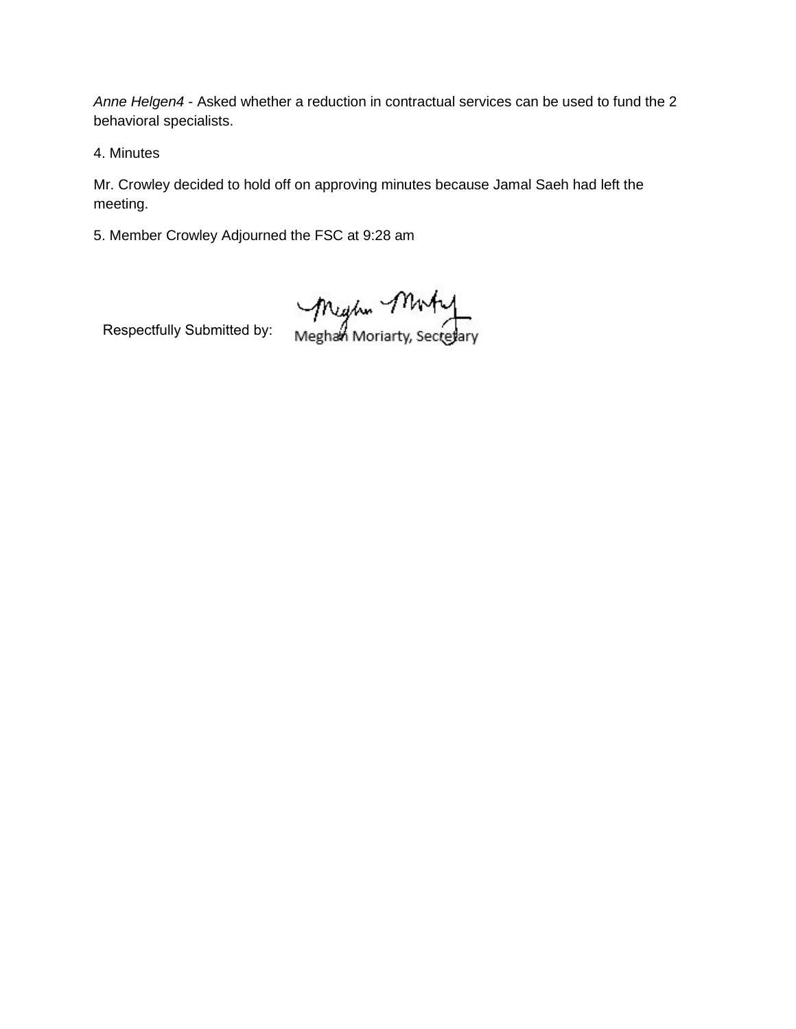*Anne Helgen4* - Asked whether a reduction in contractual services can be used to fund the 2 behavioral specialists.

4. Minutes

Mr. Crowley decided to hold off on approving minutes because Jamal Saeh had left the meeting.

5. Member Crowley Adjourned the FSC at 9:28 am

Respectfully Submitted by: Meghan Moriarty, Secretary